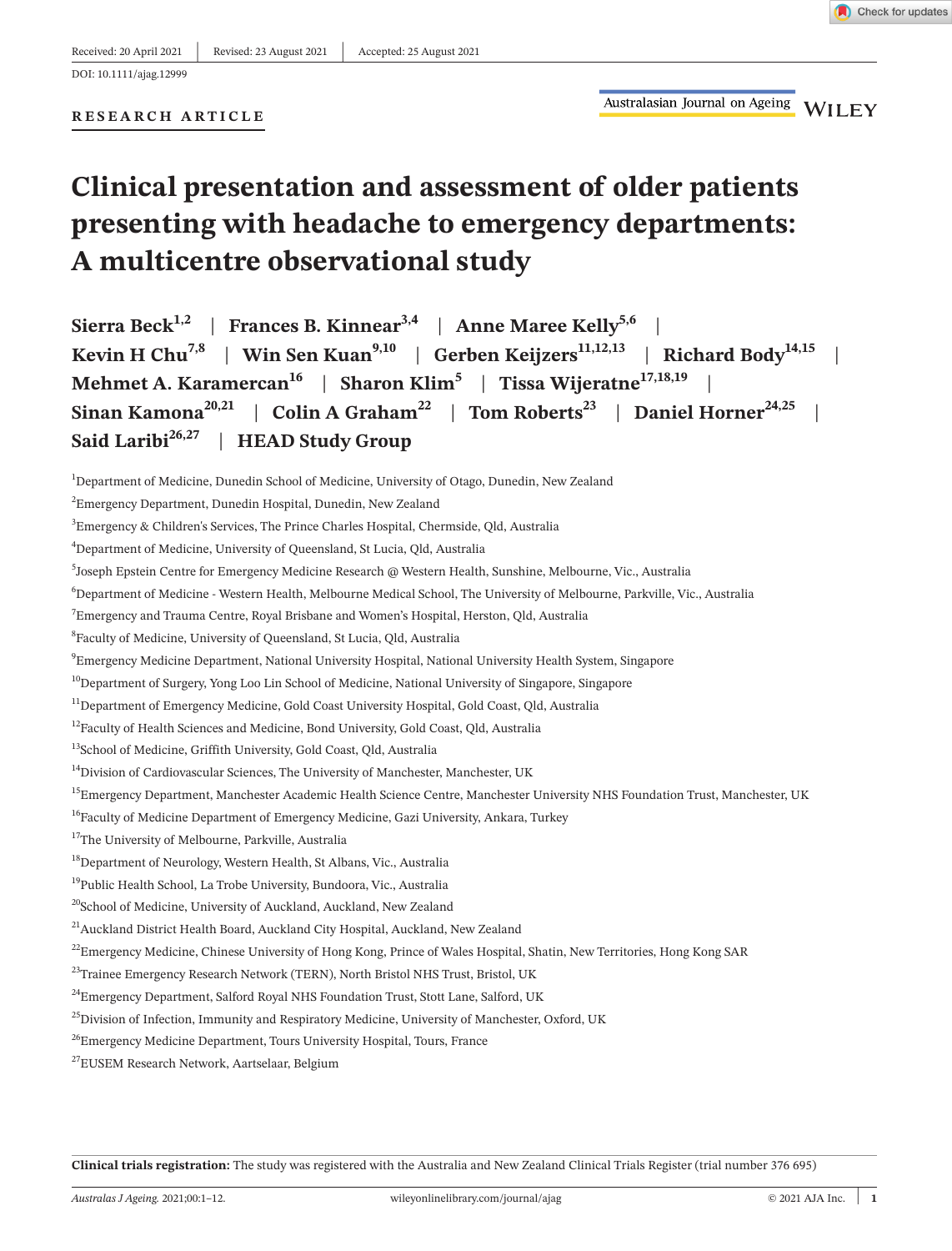Received: 20 April 2021 | Revised: 23 August 2021 | Accepted: 25 August 2021

DOI: 10.1111/ajag.12999

RESEARCH ARTICLE

# Clinical presentation and assessment of older patients presenting with headache to emergency departments: A multicentre observational study

**Sierra Beck**[1,2] | **Frances B. Kinnear**[3,4] | **Anne Maree Kelly**[5,6] | **Kevin H Chu**[7,8] | **Win Sen Kuan**[9,10] | **Gerben Keijzers**[11,12,13] | **Richard Body**[14,15] | **Mehmet A. Karamercan**[16] | **Sharon Klim**[5] | **Tissa Wijeratne**[17,18,19] | **Sinan Kamona**[20,21] | **Colin A Graham**[22] | **Tom Roberts**[23] | **Daniel Horner**[24,25] | **Said Laribi**[26,27] | **HEAD Study Group**

[1]Department of Medicine, Dunedin School of Medicine, University of Otago, Dunedin, New Zealand

[2]Emergency Department, Dunedin Hospital, Dunedin, New Zealand

[3]Emergency & Children's Services, The Prince Charles Hospital, Chermside, Qld, Australia

[4]Department of Medicine, University of Queensland, St Lucia, Qld, Australia

[5]Joseph Epstein Centre for Emergency Medicine Research @ Western Health, Sunshine, Melbourne, Vic., Australia

[6]Department of Medicine - Western Health, Melbourne Medical School, The University of Melbourne, Parkville, Vic., Australia

[7]Emergency and Trauma Centre, Royal Brisbane and Women's Hospital, Herston, Qld, Australia

[8]Faculty of Medicine, University of Queensland, St Lucia, Qld, Australia

[9]Emergency Medicine Department, National University Hospital, National University Health System, Singapore

[10]Department of Surgery, Yong Loo Lin School of Medicine, National University of Singapore, Singapore

[11]Department of Emergency Medicine, Gold Coast University Hospital, Gold Coast, Qld, Australia

[12]Faculty of Health Sciences and Medicine, Bond University, Gold Coast, Qld, Australia

[13]School of Medicine, Griffith University, Gold Coast, Qld, Australia

[14]Division of Cardiovascular Sciences, The University of Manchester, Manchester, UK

[15]Emergency Department, Manchester Academic Health Science Centre, Manchester University NHS Foundation Trust, Manchester, UK

[16]Faculty of Medicine Department of Emergency Medicine, Gazi University, Ankara, Turkey

[17]The University of Melbourne, Parkville, Australia

[18]Department of Neurology, Western Health, St Albans, Vic., Australia

[19]Public Health School, La Trobe University, Bundoora, Vic., Australia

[20]School of Medicine, University of Auckland, Auckland, New Zealand

[21]Auckland District Health Board, Auckland City Hospital, Auckland, New Zealand

[22]Emergency Medicine, Chinese University of Hong Kong, Prince of Wales Hospital, Shatin, New Territories, Hong Kong SAR

[23]Trainee Emergency Research Network (TERN), North Bristol NHS Trust, Bristol, UK

[24]Emergency Department, Salford Royal NHS Foundation Trust, Stott Lane, Salford, UK

[25]Division of Infection, Immunity and Respiratory Medicine, University of Manchester, Oxford, UK

[26]Emergency Medicine Department, Tours University Hospital, Tours, France

[27]EUSEM Research Network, Aartselaar, Belgium

**Clinical trials registration:** The study was registered with the Australia and New Zealand Clinical Trials Register (trial number 376 695)

© 2021 AJA Inc.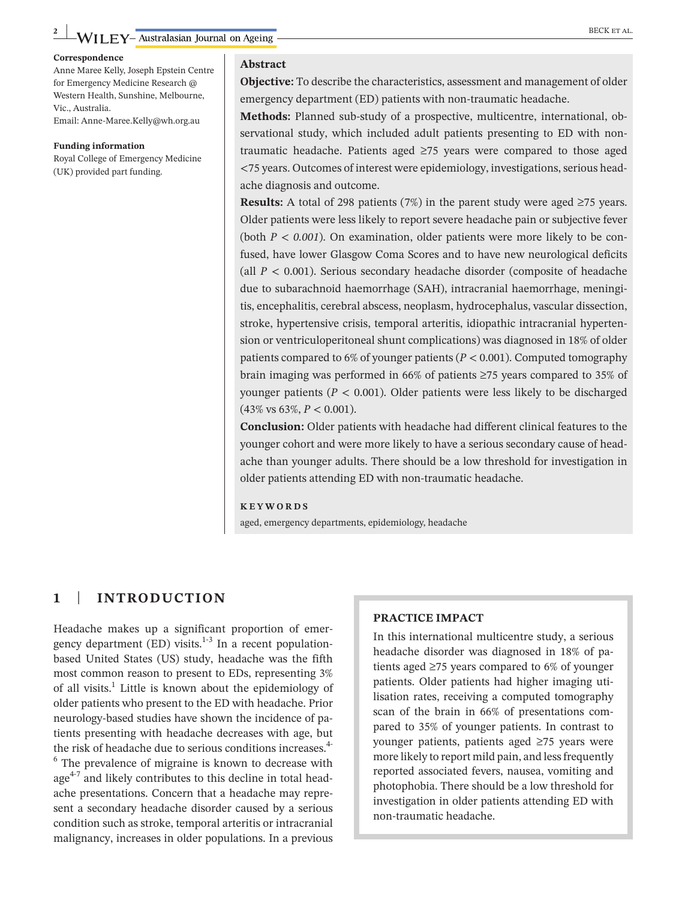**Correspondence**
Anne Maree Kelly, Joseph Epstein Centre for Emergency Medicine Research @ Western Health, Sunshine, Melbourne, Vic., Australia.
Email: Anne-Maree.Kelly@wh.org.au

**Funding information**
Royal College of Emergency Medicine (UK) provided part funding.

## Abstract

**Objective:** To describe the characteristics, assessment and management of older emergency department (ED) patients with non-traumatic headache.

**Methods:** Planned sub-study of a prospective, multicentre, international, observational study, which included adult patients presenting to ED with non-traumatic headache. Patients aged ≥75 years were compared to those aged <75 years. Outcomes of interest were epidemiology, investigations, serious headache diagnosis and outcome.

**Results:** A total of 298 patients (7%) in the parent study were aged ≥75 years. Older patients were less likely to report severe headache pain or subjective fever (both $P < 0.001$). On examination, older patients were more likely to be confused, have lower Glasgow Coma Scores and to have new neurological deficits (all $P < 0.001$). Serious secondary headache disorder (composite of headache due to subarachnoid haemorrhage (SAH), intracranial haemorrhage, meningitis, encephalitis, cerebral abscess, neoplasm, hydrocephalus, vascular dissection, stroke, hypertensive crisis, temporal arteritis, idiopathic intracranial hypertension or ventriculoperitoneal shunt complications) was diagnosed in 18% of older patients compared to 6% of younger patients ($P < 0.001$). Computed tomography brain imaging was performed in 66% of patients ≥75 years compared to 35% of younger patients ($P < 0.001$). Older patients were less likely to be discharged (43% vs 63%, $P < 0.001$).

**Conclusion:** Older patients with headache had different clinical features to the younger cohort and were more likely to have a serious secondary cause of headache than younger adults. There should be a low threshold for investigation in older patients attending ED with non-traumatic headache.

**KEYWORDS**
aged, emergency departments, epidemiology, headache

## 1 | INTRODUCTION

Headache makes up a significant proportion of emergency department (ED) visits.[1-3] In a recent population-based United States (US) study, headache was the fifth most common reason to present to EDs, representing 3% of all visits.[1] Little is known about the epidemiology of older patients who present to the ED with headache. Prior neurology-based studies have shown the incidence of patients presenting with headache decreases with age, but the risk of headache due to serious conditions increases.[4-6] The prevalence of migraine is known to decrease with age[4-7] and likely contributes to this decline in total headache presentations. Concern that a headache may represent a secondary headache disorder caused by a serious condition such as stroke, temporal arteritis or intracranial malignancy, increases in older populations. In a previous

**PRACTICE IMPACT**

In this international multicentre study, a serious headache disorder was diagnosed in 18% of patients aged ≥75 years compared to 6% of younger patients. Older patients had higher imaging utilisation rates, receiving a computed tomography scan of the brain in 66% of presentations compared to 35% of younger patients. In contrast to younger patients, patients aged ≥75 years were more likely to report mild pain, and less frequently reported associated fevers, nausea, vomiting and photophobia. There should be a low threshold for investigation in older patients attending ED with non-traumatic headache.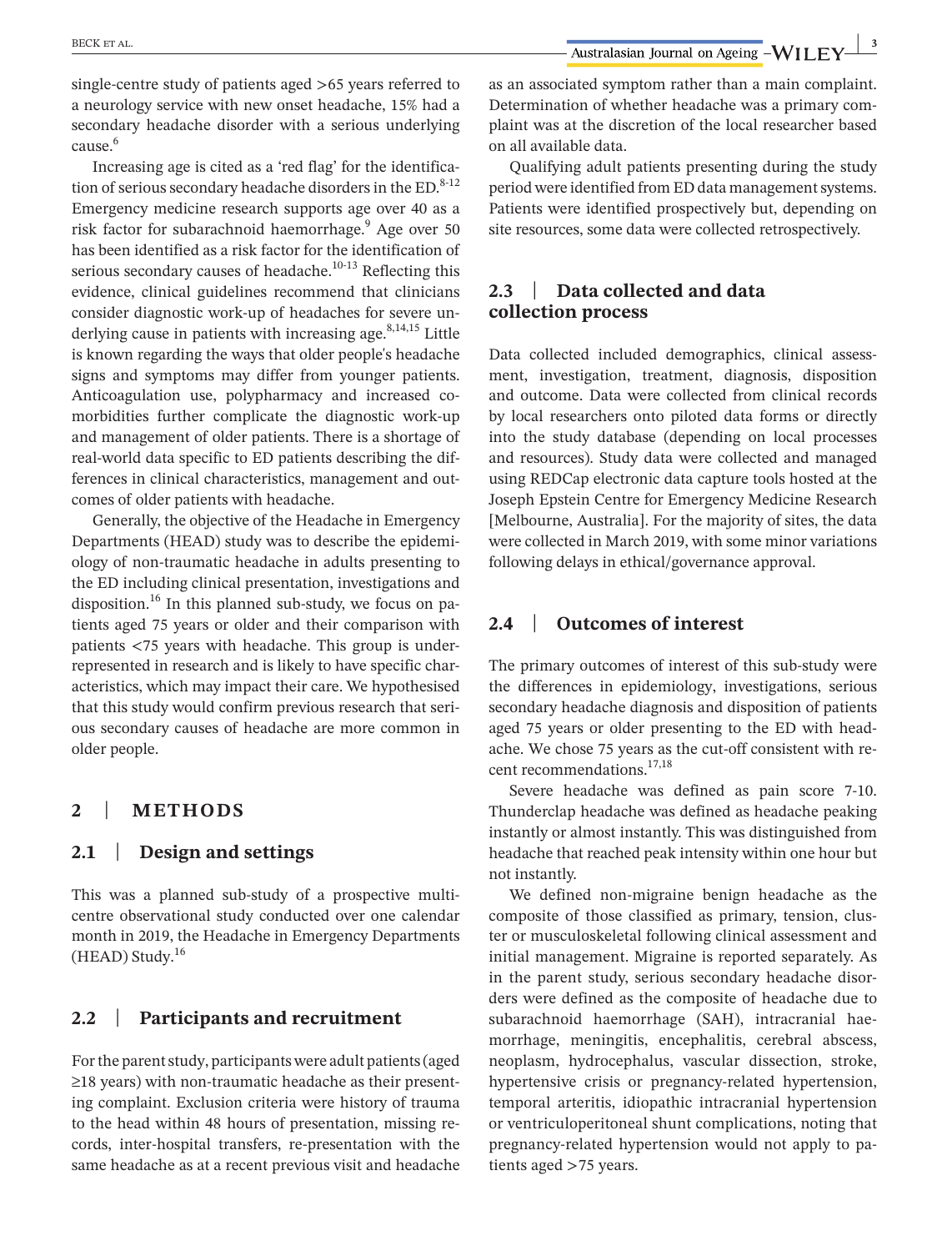single-centre study of patients aged >65 years referred to a neurology service with new onset headache, 15% had a secondary headache disorder with a serious underlying cause.[6]

Increasing age is cited as a 'red flag' for the identification of serious secondary headache disorders in the ED.[8-12] Emergency medicine research supports age over 40 as a risk factor for subarachnoid haemorrhage.[9] Age over 50 has been identified as a risk factor for the identification of serious secondary causes of headache.[10-13] Reflecting this evidence, clinical guidelines recommend that clinicians consider diagnostic work-up of headaches for severe underlying cause in patients with increasing age.[8,14,15] Little is known regarding the ways that older people's headache signs and symptoms may differ from younger patients. Anticoagulation use, polypharmacy and increased comorbidities further complicate the diagnostic work-up and management of older patients. There is a shortage of real-world data specific to ED patients describing the differences in clinical characteristics, management and outcomes of older patients with headache.

Generally, the objective of the Headache in Emergency Departments (HEAD) study was to describe the epidemiology of non-traumatic headache in adults presenting to the ED including clinical presentation, investigations and disposition.[16] In this planned sub-study, we focus on patients aged 75 years or older and their comparison with patients <75 years with headache. This group is under-represented in research and is likely to have specific characteristics, which may impact their care. We hypothesised that this study would confirm previous research that serious secondary causes of headache are more common in older people.

## 2 | METHODS

### 2.1 | Design and settings

This was a planned sub-study of a prospective multi-centre observational study conducted over one calendar month in 2019, the Headache in Emergency Departments (HEAD) Study.[16]

### 2.2 | Participants and recruitment

For the parent study, participants were adult patients (aged ≥18 years) with non-traumatic headache as their presenting complaint. Exclusion criteria were history of trauma to the head within 48 hours of presentation, missing records, inter-hospital transfers, re-presentation with the same headache as at a recent previous visit and headache as an associated symptom rather than a main complaint. Determination of whether headache was a primary complaint was at the discretion of the local researcher based on all available data.

Qualifying adult patients presenting during the study period were identified from ED data management systems. Patients were identified prospectively but, depending on site resources, some data were collected retrospectively.

### 2.3 | Data collected and data collection process

Data collected included demographics, clinical assessment, investigation, treatment, diagnosis, disposition and outcome. Data were collected from clinical records by local researchers onto piloted data forms or directly into the study database (depending on local processes and resources). Study data were collected and managed using REDCap electronic data capture tools hosted at the Joseph Epstein Centre for Emergency Medicine Research [Melbourne, Australia]. For the majority of sites, the data were collected in March 2019, with some minor variations following delays in ethical/governance approval.

### 2.4 | Outcomes of interest

The primary outcomes of interest of this sub-study were the differences in epidemiology, investigations, serious secondary headache diagnosis and disposition of patients aged 75 years or older presenting to the ED with headache. We chose 75 years as the cut-off consistent with recent recommendations.[17,18]

Severe headache was defined as pain score 7-10. Thunderclap headache was defined as headache peaking instantly or almost instantly. This was distinguished from headache that reached peak intensity within one hour but not instantly.

We defined non-migraine benign headache as the composite of those classified as primary, tension, cluster or musculoskeletal following clinical assessment and initial management. Migraine is reported separately. As in the parent study, serious secondary headache disorders were defined as the composite of headache due to subarachnoid haemorrhage (SAH), intracranial haemorrhage, meningitis, encephalitis, cerebral abscess, neoplasm, hydrocephalus, vascular dissection, stroke, hypertensive crisis or pregnancy-related hypertension, temporal arteritis, idiopathic intracranial hypertension or ventriculoperitoneal shunt complications, noting that pregnancy-related hypertension would not apply to patients aged >75 years.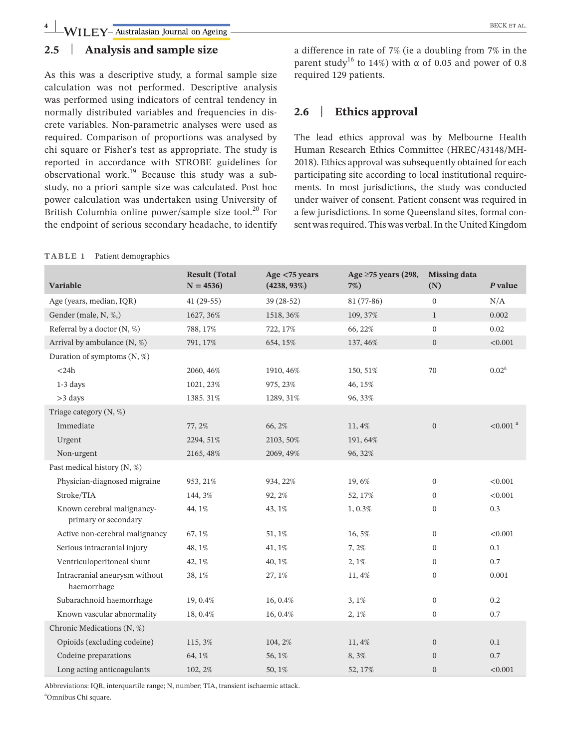## 2.5 | Analysis and sample size

As this was a descriptive study, a formal sample size calculation was not performed. Descriptive analysis was performed using indicators of central tendency in normally distributed variables and frequencies in discrete variables. Non-parametric analyses were used as required. Comparison of proportions was analysed by chi square or Fisher's test as appropriate. The study is reported in accordance with STROBE guidelines for observational work.[19] Because this study was a sub-study, no a priori sample size was calculated. Post hoc power calculation was undertaken using University of British Columbia online power/sample size tool.[20] For the endpoint of serious secondary headache, to identify a difference in rate of 7% (ie a doubling from 7% in the parent study[16] to 14%) with α of 0.05 and power of 0.8 required 129 patients.

## 2.6 | Ethics approval

The lead ethics approval was by Melbourne Health Human Research Ethics Committee (HREC/43148/MH-2018). Ethics approval was subsequently obtained for each participating site according to local institutional requirements. In most jurisdictions, the study was conducted under waiver of consent. Patient consent was required in a few jurisdictions. In some Queensland sites, formal consent was required. This was verbal. In the United Kingdom

**TABLE 1** Patient demographics

| Variable | Result (Total N = 4536) | Age <75 years (4238, 93%) | Age ≥75 years (298, 7%) | Missing data (N) | P value |
|---|---|---|---|---|---|
| Age (years, median, IQR) | 41 (29-55) | 39 (28-52) | 81 (77-86) | 0 | N/A |
| Gender (male, N, %,) | 1627, 36% | 1518, 36% | 109, 37% | 1 | 0.002 |
| Referral by a doctor (N, %) | 788, 17% | 722, 17% | 66, 22% | 0 | 0.02 |
| Arrival by ambulance (N, %) | 791, 17% | 654, 15% | 137, 46% | 0 | <0.001 |
| Duration of symptoms (N, %) | | | | | |
| <24h | 2060, 46% | 1910, 46% | 150, 51% | 70 | 0.02[a] |
| 1-3 days | 1021, 23% | 975, 23% | 46, 15% | | |
| >3 days | 1385. 31% | 1289, 31% | 96, 33% | | |
| Triage category (N, %) | | | | | |
| Immediate | 77, 2% | 66, 2% | 11, 4% | 0 | <0.001 [a] |
| Urgent | 2294, 51% | 2103, 50% | 191, 64% | | |
| Non-urgent | 2165, 48% | 2069, 49% | 96, 32% | | |
| Past medical history (N, %) | | | | | |
| Physician-diagnosed migraine | 953, 21% | 934, 22% | 19, 6% | 0 | <0.001 |
| Stroke/TIA | 144, 3% | 92, 2% | 52, 17% | 0 | <0.001 |
| Known cerebral malignancy-primary or secondary | 44, 1% | 43, 1% | 1, 0.3% | 0 | 0.3 |
| Active non-cerebral malignancy | 67, 1% | 51, 1% | 16, 5% | 0 | <0.001 |
| Serious intracranial injury | 48, 1% | 41, 1% | 7, 2% | 0 | 0.1 |
| Ventriculoperitoneal shunt | 42, 1% | 40, 1% | 2, 1% | 0 | 0.7 |
| Intracranial aneurysm without haemorrhage | 38, 1% | 27, 1% | 11, 4% | 0 | 0.001 |
| Subarachnoid haemorrhage | 19, 0.4% | 16, 0.4% | 3, 1% | 0 | 0.2 |
| Known vascular abnormality | 18, 0.4% | 16, 0.4% | 2, 1% | 0 | 0.7 |
| Chronic Medications (N, %) | | | | | |
| Opioids (excluding codeine) | 115, 3% | 104, 2% | 11, 4% | 0 | 0.1 |
| Codeine preparations | 64, 1% | 56, 1% | 8, 3% | 0 | 0.7 |
| Long acting anticoagulants | 102, 2% | 50, 1% | 52, 17% | 0 | <0.001 |

Abbreviations: IQR, interquartile range; N, number; TIA, transient ischaemic attack.

[a]Omnibus Chi square.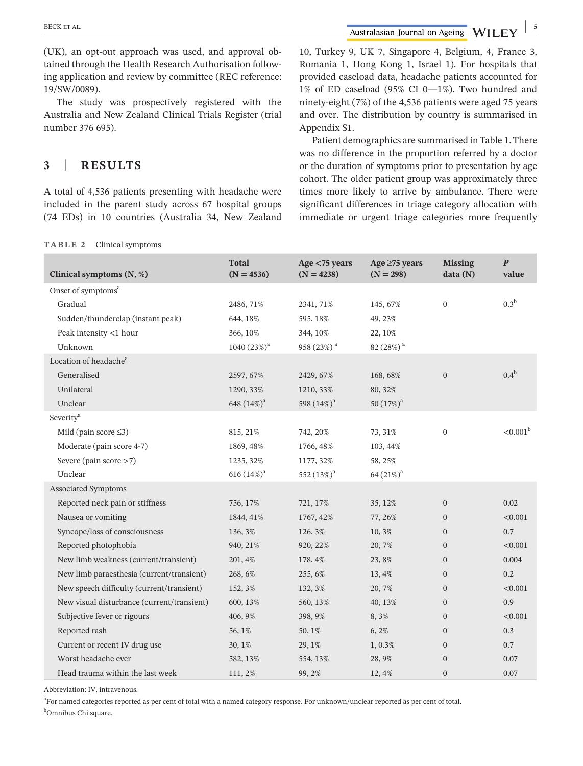(UK), an opt-out approach was used, and approval obtained through the Health Research Authorisation following application and review by committee (REC reference: 19/SW/0089).

The study was prospectively registered with the Australia and New Zealand Clinical Trials Register (trial number 376 695).

## 3 | RESULTS

A total of 4,536 patients presenting with headache were included in the parent study across 67 hospital groups (74 EDs) in 10 countries (Australia 34, New Zealand 10, Turkey 9, UK 7, Singapore 4, Belgium, 4, France 3, Romania 1, Hong Kong 1, Israel 1). For hospitals that provided caseload data, headache patients accounted for 1% of ED caseload (95% CI 0—1%). Two hundred and ninety-eight (7%) of the 4,536 patients were aged 75 years and over. The distribution by country is summarised in Appendix S1.

Patient demographics are summarised in Table 1. There was no difference in the proportion referred by a doctor or the duration of symptoms prior to presentation by age cohort. The older patient group was approximately three times more likely to arrive by ambulance. There were significant differences in triage category allocation with immediate or urgent triage categories more frequently

**TABLE 2** Clinical symptoms

| Clinical symptoms (N, %) | Total (N = 4536) | Age <75 years (N = 4238) | Age ≥75 years (N = 298) | Missing data (N) | P value |
|---|---|---|---|---|---|
| Onset of symptoms[a] | | | | | |
| Gradual | 2486, 71% | 2341, 71% | 145, 67% | 0 | 0.3[b] |
| Sudden/thunderclap (instant peak) | 644, 18% | 595, 18% | 49, 23% | | |
| Peak intensity <1 hour | 366, 10% | 344, 10% | 22, 10% | | |
| Unknown | 1040 (23%)[a] | 958 (23%)[a] | 82 (28%)[a] | | |
| Location of headache[a] | | | | | |
| Generalised | 2597, 67% | 2429, 67% | 168, 68% | 0 | 0.4[b] |
| Unilateral | 1290, 33% | 1210, 33% | 80, 32% | | |
| Unclear | 648 (14%)[a] | 598 (14%)[a] | 50 (17%)[a] | | |
| Severity[a] | | | | | |
| Mild (pain score ≤3) | 815, 21% | 742, 20% | 73, 31% | 0 | <0.001[b] |
| Moderate (pain score 4-7) | 1869, 48% | 1766, 48% | 103, 44% | | |
| Severe (pain score >7) | 1235, 32% | 1177, 32% | 58, 25% | | |
| Unclear | 616 (14%)[a] | 552 (13%)[a] | 64 (21%)[a] | | |
| Associated Symptoms | | | | | |
| Reported neck pain or stiffness | 756, 17% | 721, 17% | 35, 12% | 0 | 0.02 |
| Nausea or vomiting | 1844, 41% | 1767, 42% | 77, 26% | 0 | <0.001 |
| Syncope/loss of consciousness | 136, 3% | 126, 3% | 10, 3% | 0 | 0.7 |
| Reported photophobia | 940, 21% | 920, 22% | 20, 7% | 0 | <0.001 |
| New limb weakness (current/transient) | 201, 4% | 178, 4% | 23, 8% | 0 | 0.004 |
| New limb paraesthesia (current/transient) | 268, 6% | 255, 6% | 13, 4% | 0 | 0.2 |
| New speech difficulty (current/transient) | 152, 3% | 132, 3% | 20, 7% | 0 | <0.001 |
| New visual disturbance (current/transient) | 600, 13% | 560, 13% | 40, 13% | 0 | 0.9 |
| Subjective fever or rigours | 406, 9% | 398, 9% | 8, 3% | 0 | <0.001 |
| Reported rash | 56, 1% | 50, 1% | 6, 2% | 0 | 0.3 |
| Current or recent IV drug use | 30, 1% | 29, 1% | 1, 0.3% | 0 | 0.7 |
| Worst headache ever | 582, 13% | 554, 13% | 28, 9% | 0 | 0.07 |
| Head trauma within the last week | 111, 2% | 99, 2% | 12, 4% | 0 | 0.07 |

Abbreviation: IV, intravenous.

[a]For named categories reported as per cent of total with a named category response. For unknown/unclear reported as per cent of total.

[b]Omnibus Chi square.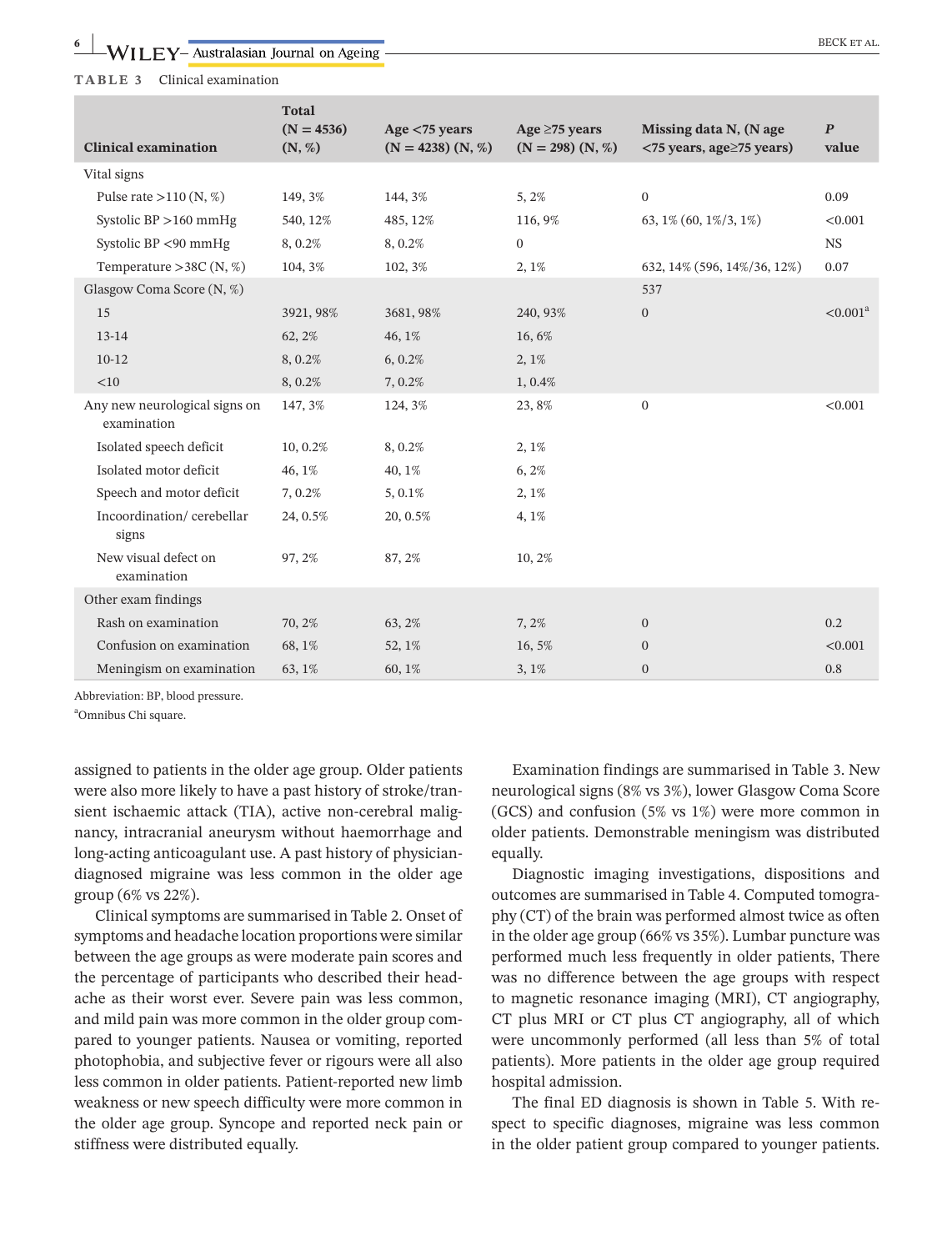**TABLE 3** Clinical examination

| Clinical examination | Total (N = 4536) (N, %) | Age <75 years (N = 4238) (N, %) | Age ≥75 years (N = 298) (N, %) | Missing data N, (N age <75 years, age≥75 years) | *P* value |
|---|---|---|---|---|---|
| Vital signs | | | | | |
| Pulse rate >110 (N, %) | 149, 3% | 144, 3% | 5, 2% | 0 | 0.09 |
| Systolic BP >160 mmHg | 540, 12% | 485, 12% | 116, 9% | 63, 1% (60, 1%/3, 1%) | <0.001 |
| Systolic BP <90 mmHg | 8, 0.2% | 8, 0.2% | 0 | | NS |
| Temperature >38C (N, %) | 104, 3% | 102, 3% | 2, 1% | 632, 14% (596, 14%/36, 12%) | 0.07 |
| Glasgow Coma Score (N, %) | | | | 537 | |
| 15 | 3921, 98% | 3681, 98% | 240, 93% | 0 | <0.001[a] |
| 13-14 | 62, 2% | 46, 1% | 16, 6% | | |
| 10-12 | 8, 0.2% | 6, 0.2% | 2, 1% | | |
| <10 | 8, 0.2% | 7, 0.2% | 1, 0.4% | | |
| Any new neurological signs on examination | 147, 3% | 124, 3% | 23, 8% | 0 | <0.001 |
| Isolated speech deficit | 10, 0.2% | 8, 0.2% | 2, 1% | | |
| Isolated motor deficit | 46, 1% | 40, 1% | 6, 2% | | |
| Speech and motor deficit | 7, 0.2% | 5, 0.1% | 2, 1% | | |
| Incoordination/ cerebellar signs | 24, 0.5% | 20, 0.5% | 4, 1% | | |
| New visual defect on examination | 97, 2% | 87, 2% | 10, 2% | | |
| Other exam findings | | | | | |
| Rash on examination | 70, 2% | 63, 2% | 7, 2% | 0 | 0.2 |
| Confusion on examination | 68, 1% | 52, 1% | 16, 5% | 0 | <0.001 |
| Meningism on examination | 63, 1% | 60, 1% | 3, 1% | 0 | 0.8 |

Abbreviation: BP, blood pressure.

[a]Omnibus Chi square.

assigned to patients in the older age group. Older patients were also more likely to have a past history of stroke/transient ischaemic attack (TIA), active non-cerebral malignancy, intracranial aneurysm without haemorrhage and long-acting anticoagulant use. A past history of physician-diagnosed migraine was less common in the older age group (6% vs 22%).

Clinical symptoms are summarised in Table 2. Onset of symptoms and headache location proportions were similar between the age groups as were moderate pain scores and the percentage of participants who described their headache as their worst ever. Severe pain was less common, and mild pain was more common in the older group compared to younger patients. Nausea or vomiting, reported photophobia, and subjective fever or rigours were all also less common in older patients. Patient-reported new limb weakness or new speech difficulty were more common in the older age group. Syncope and reported neck pain or stiffness were distributed equally.

Examination findings are summarised in Table 3. New neurological signs (8% vs 3%), lower Glasgow Coma Score (GCS) and confusion (5% vs 1%) were more common in older patients. Demonstrable meningism was distributed equally.

Diagnostic imaging investigations, dispositions and outcomes are summarised in Table 4. Computed tomography (CT) of the brain was performed almost twice as often in the older age group (66% vs 35%). Lumbar puncture was performed much less frequently in older patients, There was no difference between the age groups with respect to magnetic resonance imaging (MRI), CT angiography, CT plus MRI or CT plus CT angiography, all of which were uncommonly performed (all less than 5% of total patients). More patients in the older age group required hospital admission.

The final ED diagnosis is shown in Table 5. With respect to specific diagnoses, migraine was less common in the older patient group compared to younger patients.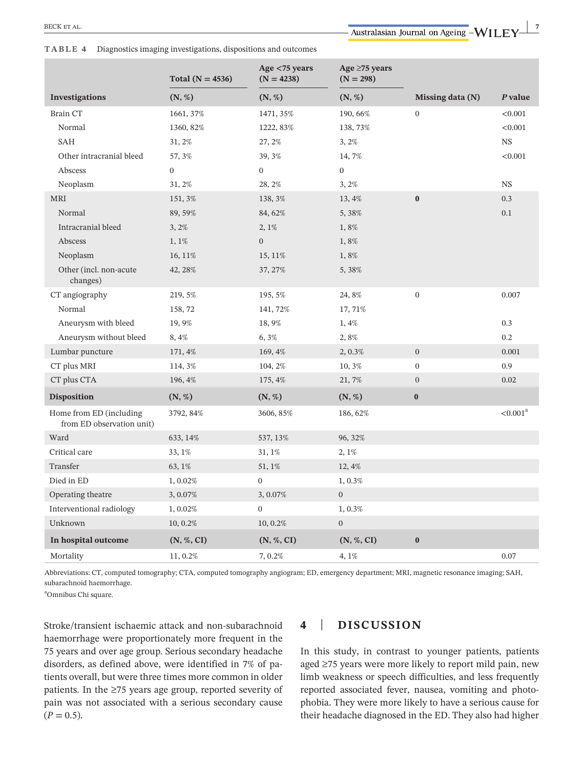**TABLE 4** Diagnostics imaging investigations, dispositions and outcomes

| | Total (N = 4536) | Age <75 years (N = 4238) | Age ≥75 years (N = 298) | | |
|---|---|---|---|---|---|
| **Investigations** | **(N, %)** | **(N, %)** | **(N, %)** | **Missing data (N)** | ***P* value** |
| Brain CT | 1661, 37% | 1471, 35% | 190, 66% | 0 | <0.001 |
| Normal | 1360, 82% | 1222, 83% | 138, 73% | | <0.001 |
| SAH | 31, 2% | 27, 2% | 3, 2% | | NS |
| Other intracranial bleed | 57, 3% | 39, 3% | 14, 7% | | <0.001 |
| Abscess | 0 | 0 | 0 | | |
| Neoplasm | 31, 2% | 28, 2% | 3, 2% | | NS |
| MRI | 151, 3% | 138, 3% | 13, 4% | **0** | 0.3 |
| Normal | 89, 59% | 84, 62% | 5, 38% | | 0.1 |
| Intracranial bleed | 3, 2% | 2, 1% | 1, 8% | | |
| Abscess | 1, 1% | 0 | 1, 8% | | |
| Neoplasm | 16, 11% | 15, 11% | 1, 8% | | |
| Other (incl. non-acute changes) | 42, 28% | 37, 27% | 5, 38% | | |
| CT angiography | 219, 5% | 195, 5% | 24, 8% | 0 | 0.007 |
| Normal | 158, 72 | 141, 72% | 17, 71% | | |
| Aneurysm with bleed | 19, 9% | 18, 9% | 1, 4% | | 0.3 |
| Aneurysm without bleed | 8, 4% | 6, 3% | 2, 8% | | 0.2 |
| Lumbar puncture | 171, 4% | 169, 4% | 2, 0.3% | 0 | 0.001 |
| CT plus MRI | 114, 3% | 104, 2% | 10, 3% | 0 | 0.9 |
| CT plus CTA | 196, 4% | 175, 4% | 21, 7% | 0 | 0.02 |
| **Disposition** | **(N, %)** | **(N, %)** | **(N, %)** | **0** | |
| Home from ED (including from ED observation unit) | 3792, 84% | 3606, 85% | 186, 62% | | <0.001[a] |
| Ward | 633, 14% | 537, 13% | 96, 32% | | |
| Critical care | 33, 1% | 31, 1% | 2, 1% | | |
| Transfer | 63, 1% | 51, 1% | 12, 4% | | |
| Died in ED | 1, 0.02% | 0 | 1, 0.3% | | |
| Operating theatre | 3, 0.07% | 3, 0.07% | 0 | | |
| Interventional radiology | 1, 0.02% | 0 | 1, 0.3% | | |
| Unknown | 10, 0.2% | 10, 0.2% | 0 | | |
| **In hospital outcome** | **(N, %, CI)** | **(N, %, CI)** | **(N, %, CI)** | **0** | |
| Mortality | 11, 0.2% | 7, 0.2% | 4, 1% | | 0.07 |

Abbreviations: CT, computed tomography; CTA, computed tomography angiogram; ED, emergency department; MRI, magnetic resonance imaging; SAH, subarachnoid haemorrhage.

[a]Omnibus Chi square.

Stroke/transient ischaemic attack and non-subarachnoid haemorrhage were proportionately more frequent in the 75 years and over age group. Serious secondary headache disorders, as defined above, were identified in 7% of patients overall, but were three times more common in older patients. In the ≥75 years age group, reported severity of pain was not associated with a serious secondary cause ($P = 0.5$).

## 4 | DISCUSSION

In this study, in contrast to younger patients, patients aged ≥75 years were more likely to report mild pain, new limb weakness or speech difficulties, and less frequently reported associated fever, nausea, vomiting and photophobia. They were more likely to have a serious cause for their headache diagnosed in the ED. They also had higher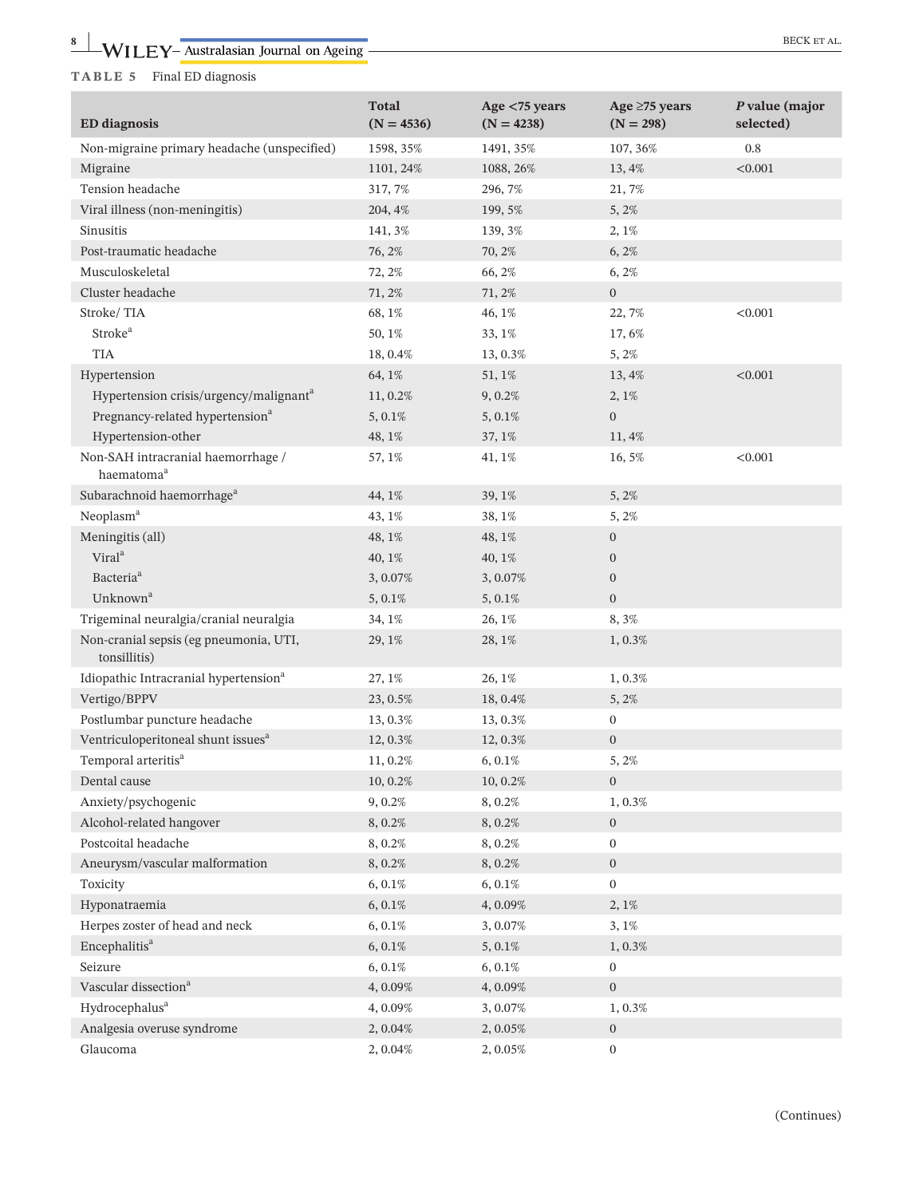**TABLE 5** Final ED diagnosis

| ED diagnosis | Total (N = 4536) | Age <75 years (N = 4238) | Age ≥75 years (N = 298) | *P* value (major selected) |
|---|---|---|---|---|
| Non-migraine primary headache (unspecified) | 1598, 35% | 1491, 35% | 107, 36% | 0.8 |
| Migraine | 1101, 24% | 1088, 26% | 13, 4% | <0.001 |
| Tension headache | 317, 7% | 296, 7% | 21, 7% | |
| Viral illness (non-meningitis) | 204, 4% | 199, 5% | 5, 2% | |
| Sinusitis | 141, 3% | 139, 3% | 2, 1% | |
| Post-traumatic headache | 76, 2% | 70, 2% | 6, 2% | |
| Musculoskeletal | 72, 2% | 66, 2% | 6, 2% | |
| Cluster headache | 71, 2% | 71, 2% | 0 | |
| Stroke/ TIA | 68, 1% | 46, 1% | 22, 7% | <0.001 |
| Stroke[a] | 50, 1% | 33, 1% | 17, 6% | |
| TIA | 18, 0.4% | 13, 0.3% | 5, 2% | |
| Hypertension | 64, 1% | 51, 1% | 13, 4% | <0.001 |
| Hypertension crisis/urgency/malignant[a] | 11, 0.2% | 9, 0.2% | 2, 1% | |
| Pregnancy-related hypertension[a] | 5, 0.1% | 5, 0.1% | 0 | |
| Hypertension-other | 48, 1% | 37, 1% | 11, 4% | |
| Non-SAH intracranial haemorrhage / haematoma[a] | 57, 1% | 41, 1% | 16, 5% | <0.001 |
| Subarachnoid haemorrhage[a] | 44, 1% | 39, 1% | 5, 2% | |
| Neoplasm[a] | 43, 1% | 38, 1% | 5, 2% | |
| Meningitis (all) | 48, 1% | 48, 1% | 0 | |
| Viral[a] | 40, 1% | 40, 1% | 0 | |
| Bacteria[a] | 3, 0.07% | 3, 0.07% | 0 | |
| Unknown[a] | 5, 0.1% | 5, 0.1% | 0 | |
| Trigeminal neuralgia/cranial neuralgia | 34, 1% | 26, 1% | 8, 3% | |
| Non-cranial sepsis (eg pneumonia, UTI, tonsillitis) | 29, 1% | 28, 1% | 1, 0.3% | |
| Idiopathic Intracranial hypertension[a] | 27, 1% | 26, 1% | 1, 0.3% | |
| Vertigo/BPPV | 23, 0.5% | 18, 0.4% | 5, 2% | |
| Postlumbar puncture headache | 13, 0.3% | 13, 0.3% | 0 | |
| Ventriculoperitoneal shunt issues[a] | 12, 0.3% | 12, 0.3% | 0 | |
| Temporal arteritis[a] | 11, 0.2% | 6, 0.1% | 5, 2% | |
| Dental cause | 10, 0.2% | 10, 0.2% | 0 | |
| Anxiety/psychogenic | 9, 0.2% | 8, 0.2% | 1, 0.3% | |
| Alcohol-related hangover | 8, 0.2% | 8, 0.2% | 0 | |
| Postcoital headache | 8, 0.2% | 8, 0.2% | 0 | |
| Aneurysm/vascular malformation | 8, 0.2% | 8, 0.2% | 0 | |
| Toxicity | 6, 0.1% | 6, 0.1% | 0 | |
| Hyponatraemia | 6, 0.1% | 4, 0.09% | 2, 1% | |
| Herpes zoster of head and neck | 6, 0.1% | 3, 0.07% | 3, 1% | |
| Encephalitis[a] | 6, 0.1% | 5, 0.1% | 1, 0.3% | |
| Seizure | 6, 0.1% | 6, 0.1% | 0 | |
| Vascular dissection[a] | 4, 0.09% | 4, 0.09% | 0 | |
| Hydrocephalus[a] | 4, 0.09% | 3, 0.07% | 1, 0.3% | |
| Analgesia overuse syndrome | 2, 0.04% | 2, 0.05% | 0 | |
| Glaucoma | 2, 0.04% | 2, 0.05% | 0 | |

(Continues)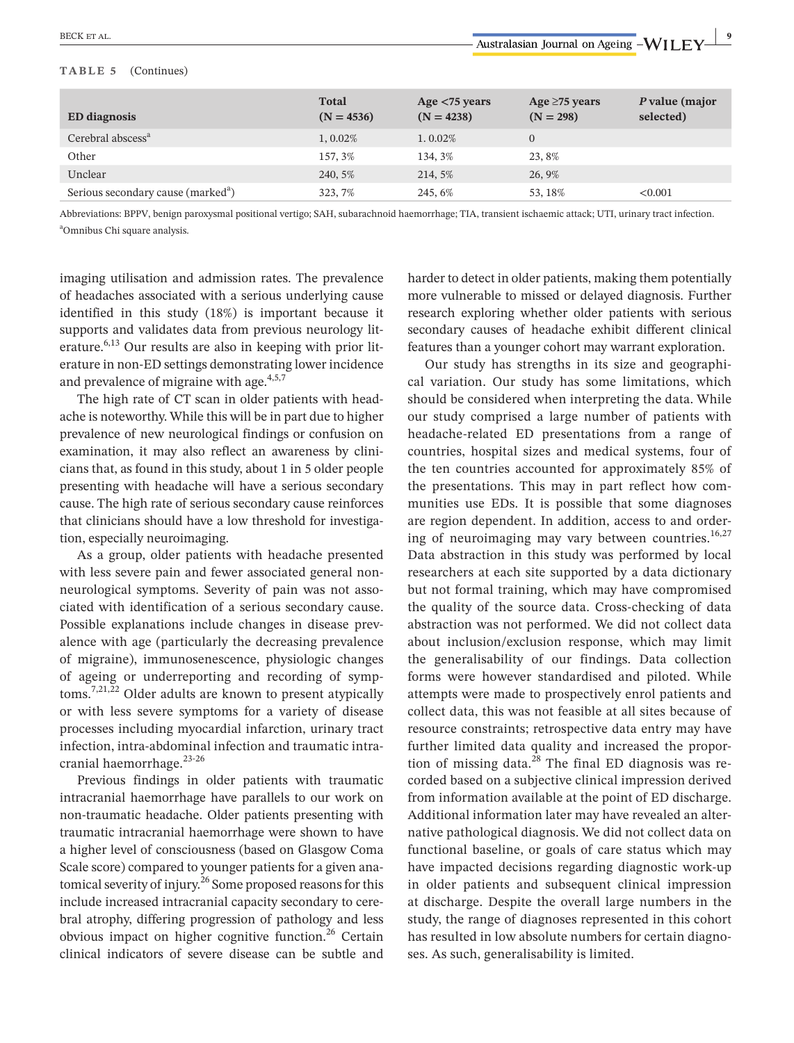**TABLE 5** (Continues)

| ED diagnosis | Total (N = 4536) | Age <75 years (N = 4238) | Age ≥75 years (N = 298) | P value (major selected) |
|---|---|---|---|---|
| Cerebral abscess[a] | 1, 0.02% | 1. 0.02% | 0 | |
| Other | 157, 3% | 134, 3% | 23, 8% | |
| Unclear | 240, 5% | 214, 5% | 26, 9% | |
| Serious secondary cause (marked[a]) | 323, 7% | 245, 6% | 53, 18% | <0.001 |

Abbreviations: BPPV, benign paroxysmal positional vertigo; SAH, subarachnoid haemorrhage; TIA, transient ischaemic attack; UTI, urinary tract infection.
[a]Omnibus Chi square analysis.

imaging utilisation and admission rates. The prevalence of headaches associated with a serious underlying cause identified in this study (18%) is important because it supports and validates data from previous neurology literature.[6,13] Our results are also in keeping with prior literature in non-ED settings demonstrating lower incidence and prevalence of migraine with age.[4,5,7]

The high rate of CT scan in older patients with headache is noteworthy. While this will be in part due to higher prevalence of new neurological findings or confusion on examination, it may also reflect an awareness by clinicians that, as found in this study, about 1 in 5 older people presenting with headache will have a serious secondary cause. The high rate of serious secondary cause reinforces that clinicians should have a low threshold for investigation, especially neuroimaging.

As a group, older patients with headache presented with less severe pain and fewer associated general non-neurological symptoms. Severity of pain was not associated with identification of a serious secondary cause. Possible explanations include changes in disease prevalence with age (particularly the decreasing prevalence of migraine), immunosenescence, physiologic changes of ageing or underreporting and recording of symptoms.[7,21,22] Older adults are known to present atypically or with less severe symptoms for a variety of disease processes including myocardial infarction, urinary tract infection, intra-abdominal infection and traumatic intracranial haemorrhage.[23-26]

Previous findings in older patients with traumatic intracranial haemorrhage have parallels to our work on non-traumatic headache. Older patients presenting with traumatic intracranial haemorrhage were shown to have a higher level of consciousness (based on Glasgow Coma Scale score) compared to younger patients for a given anatomical severity of injury.[26] Some proposed reasons for this include increased intracranial capacity secondary to cerebral atrophy, differing progression of pathology and less obvious impact on higher cognitive function.[26] Certain clinical indicators of severe disease can be subtle and harder to detect in older patients, making them potentially more vulnerable to missed or delayed diagnosis. Further research exploring whether older patients with serious secondary causes of headache exhibit different clinical features than a younger cohort may warrant exploration.

Our study has strengths in its size and geographical variation. Our study has some limitations, which should be considered when interpreting the data. While our study comprised a large number of patients with headache-related ED presentations from a range of countries, hospital sizes and medical systems, four of the ten countries accounted for approximately 85% of the presentations. This may in part reflect how communities use EDs. It is possible that some diagnoses are region dependent. In addition, access to and ordering of neuroimaging may vary between countries.[16,27] Data abstraction in this study was performed by local researchers at each site supported by a data dictionary but not formal training, which may have compromised the quality of the source data. Cross-checking of data abstraction was not performed. We did not collect data about inclusion/exclusion response, which may limit the generalisability of our findings. Data collection forms were however standardised and piloted. While attempts were made to prospectively enrol patients and collect data, this was not feasible at all sites because of resource constraints; retrospective data entry may have further limited data quality and increased the proportion of missing data.[28] The final ED diagnosis was recorded based on a subjective clinical impression derived from information available at the point of ED discharge. Additional information later may have revealed an alternative pathological diagnosis. We did not collect data on functional baseline, or goals of care status which may have impacted decisions regarding diagnostic work-up in older patients and subsequent clinical impression at discharge. Despite the overall large numbers in this study, the range of diagnoses represented in this cohort has resulted in low absolute numbers for certain diagnoses. As such, generalisability is limited.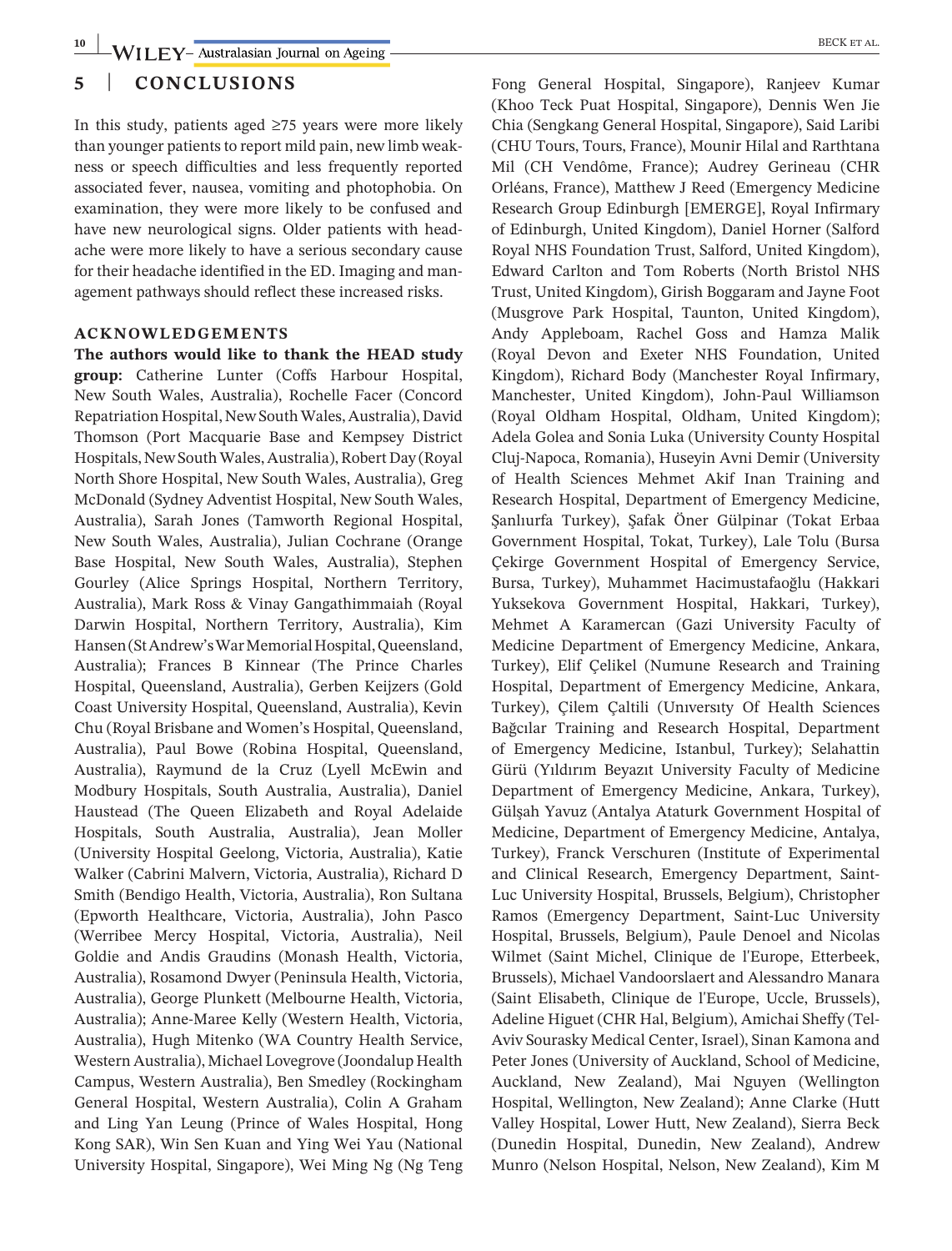## 5 | CONCLUSIONS

In this study, patients aged ≥75 years were more likely than younger patients to report mild pain, new limb weakness or speech difficulties and less frequently reported associated fever, nausea, vomiting and photophobia. On examination, they were more likely to be confused and have new neurological signs. Older patients with headache were more likely to have a serious secondary cause for their headache identified in the ED. Imaging and management pathways should reflect these increased risks.

### ACKNOWLEDGEMENTS

**The authors would like to thank the HEAD study group:** Catherine Lunter (Coffs Harbour Hospital, New South Wales, Australia), Rochelle Facer (Concord Repatriation Hospital, New South Wales, Australia), David Thomson (Port Macquarie Base and Kempsey District Hospitals, New South Wales, Australia), Robert Day (Royal North Shore Hospital, New South Wales, Australia), Greg McDonald (Sydney Adventist Hospital, New South Wales, Australia), Sarah Jones (Tamworth Regional Hospital, New South Wales, Australia), Julian Cochrane (Orange Base Hospital, New South Wales, Australia), Stephen Gourley (Alice Springs Hospital, Northern Territory, Australia), Mark Ross & Vinay Gangathimmaiah (Royal Darwin Hospital, Northern Territory, Australia), Kim Hansen (St Andrew's War Memorial Hospital, Queensland, Australia); Frances B Kinnear (The Prince Charles Hospital, Queensland, Australia), Gerben Keijzers (Gold Coast University Hospital, Queensland, Australia), Kevin Chu (Royal Brisbane and Women's Hospital, Queensland, Australia), Paul Bowe (Robina Hospital, Queensland, Australia), Raymund de la Cruz (Lyell McEwin and Modbury Hospitals, South Australia, Australia), Daniel Haustead (The Queen Elizabeth and Royal Adelaide Hospitals, South Australia, Australia), Jean Moller (University Hospital Geelong, Victoria, Australia), Katie Walker (Cabrini Malvern, Victoria, Australia), Richard D Smith (Bendigo Health, Victoria, Australia), Ron Sultana (Epworth Healthcare, Victoria, Australia), John Pasco (Werribee Mercy Hospital, Victoria, Australia), Neil Goldie and Andis Graudins (Monash Health, Victoria, Australia), Rosamond Dwyer (Peninsula Health, Victoria, Australia), George Plunkett (Melbourne Health, Victoria, Australia); Anne-Maree Kelly (Western Health, Victoria, Australia), Hugh Mitenko (WA Country Health Service, Western Australia), Michael Lovegrove (Joondalup Health Campus, Western Australia), Ben Smedley (Rockingham General Hospital, Western Australia), Colin A Graham and Ling Yan Leung (Prince of Wales Hospital, Hong Kong SAR), Win Sen Kuan and Ying Wei Yau (National University Hospital, Singapore), Wei Ming Ng (Ng Teng Fong General Hospital, Singapore), Ranjeev Kumar (Khoo Teck Puat Hospital, Singapore), Dennis Wen Jie Chia (Sengkang General Hospital, Singapore), Said Laribi (CHU Tours, Tours, France), Mounir Hilal and Rarthtana Mil (CH Vendôme, France); Audrey Gerineau (CHR Orléans, France), Matthew J Reed (Emergency Medicine Research Group Edinburgh [EMERGE], Royal Infirmary of Edinburgh, United Kingdom), Daniel Horner (Salford Royal NHS Foundation Trust, Salford, United Kingdom), Edward Carlton and Tom Roberts (North Bristol NHS Trust, United Kingdom), Girish Boggaram and Jayne Foot (Musgrove Park Hospital, Taunton, United Kingdom), Andy Appleboam, Rachel Goss and Hamza Malik (Royal Devon and Exeter NHS Foundation, United Kingdom), Richard Body (Manchester Royal Infirmary, Manchester, United Kingdom), John-Paul Williamson (Royal Oldham Hospital, Oldham, United Kingdom); Adela Golea and Sonia Luka (University County Hospital Cluj-Napoca, Romania), Huseyin Avni Demir (University of Health Sciences Mehmet Akif Inan Training and Research Hospital, Department of Emergency Medicine, Şanlıurfa Turkey), Şafak Öner Gülpinar (Tokat Erbaa Government Hospital, Tokat, Turkey), Lale Tolu (Bursa Çekirge Government Hospital of Emergency Service, Bursa, Turkey), Muhammet Hacimustafaoğlu (Hakkari Yuksekova Government Hospital, Hakkari, Turkey), Mehmet A Karamercan (Gazi University Faculty of Medicine Department of Emergency Medicine, Ankara, Turkey), Elif Çelikel (Numune Research and Training Hospital, Department of Emergency Medicine, Ankara, Turkey), Çilem Çaltili (Unıversıty Of Health Sciences Bağcılar Training and Research Hospital, Department of Emergency Medicine, Istanbul, Turkey); Selahattin Gürü (Yıldırım Beyazıt University Faculty of Medicine Department of Emergency Medicine, Ankara, Turkey), Gülşah Yavuz (Antalya Ataturk Government Hospital of Medicine, Department of Emergency Medicine, Antalya, Turkey), Franck Verschuren (Institute of Experimental and Clinical Research, Emergency Department, Saint-Luc University Hospital, Brussels, Belgium), Christopher Ramos (Emergency Department, Saint-Luc University Hospital, Brussels, Belgium), Paule Denoel and Nicolas Wilmet (Saint Michel, Clinique de l'Europe, Etterbeek, Brussels), Michael Vandoorslaert and Alessandro Manara (Saint Elisabeth, Clinique de l'Europe, Uccle, Brussels), Adeline Higuet (CHR Hal, Belgium), Amichai Sheffy (Tel-Aviv Sourasky Medical Center, Israel), Sinan Kamona and Peter Jones (University of Auckland, School of Medicine, Auckland, New Zealand), Mai Nguyen (Wellington Hospital, Wellington, New Zealand); Anne Clarke (Hutt Valley Hospital, Lower Hutt, New Zealand), Sierra Beck (Dunedin Hospital, Dunedin, New Zealand), Andrew Munro (Nelson Hospital, Nelson, New Zealand), Kim M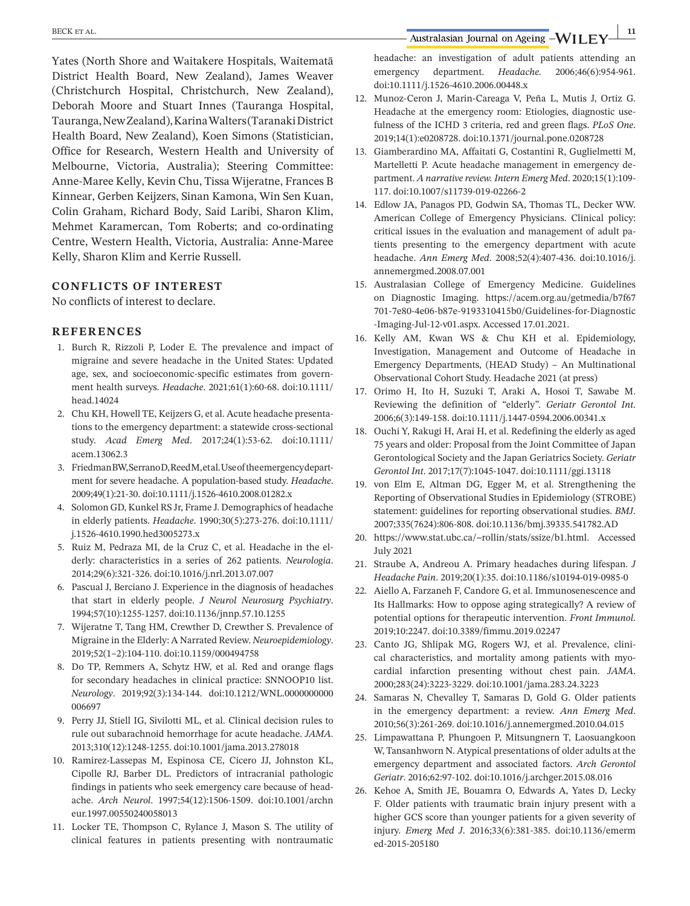Yates (North Shore and Waitakere Hospitals, Waitematā District Health Board, New Zealand), James Weaver (Christchurch Hospital, Christchurch, New Zealand), Deborah Moore and Stuart Innes (Tauranga Hospital, Tauranga, New Zealand), Karina Walters (Taranaki District Health Board, New Zealand), Koen Simons (Statistician, Office for Research, Western Health and University of Melbourne, Victoria, Australia); Steering Committee: Anne-Maree Kelly, Kevin Chu, Tissa Wijeratne, Frances B Kinnear, Gerben Keijzers, Sinan Kamona, Win Sen Kuan, Colin Graham, Richard Body, Said Laribi, Sharon Klim, Mehmet Karamercan, Tom Roberts; and co-ordinating Centre, Western Health, Victoria, Australia: Anne-Maree Kelly, Sharon Klim and Kerrie Russell.

## CONFLICTS OF INTEREST

No conflicts of interest to declare.

## REFERENCES

1. Burch R, Rizzoli P, Loder E. The prevalence and impact of migraine and severe headache in the United States: Updated age, sex, and socioeconomic-specific estimates from government health surveys. *Headache*. 2021;61(1):60-68. doi:10.1111/head.14024
2. Chu KH, Howell TE, Keijzers G, et al. Acute headache presentations to the emergency department: a statewide cross-sectional study. *Acad Emerg Med*. 2017;24(1):53-62. doi:10.1111/acem.13062.3
3. Friedman BW, Serrano D, Reed M, et al. Use of the emergency department for severe headache. A population-based study. *Headache*. 2009;49(1):21-30. doi:10.1111/j.1526-4610.2008.01282.x
4. Solomon GD, Kunkel RS Jr, Frame J. Demographics of headache in elderly patients. *Headache*. 1990;30(5):273-276. doi:10.1111/j.1526-4610.1990.hed3005273.x
5. Ruiz M, Pedraza MI, de la Cruz C, et al. Headache in the elderly: characteristics in a series of 262 patients. *Neurologia*. 2014;29(6):321-326. doi:10.1016/j.nrl.2013.07.007
6. Pascual J, Berciano J. Experience in the diagnosis of headaches that start in elderly people. *J Neurol Neurosurg Psychiatry*. 1994;57(10):1255-1257. doi:10.1136/jnnp.57.10.1255
7. Wijeratne T, Tang HM, Crewther D, Crewther S. Prevalence of Migraine in the Elderly: A Narrated Review. *Neuroepidemiology*. 2019;52(1–2):104-110. doi:10.1159/000494758
8. Do TP, Remmers A, Schytz HW, et al. Red and orange flags for secondary headaches in clinical practice: SNNOOP10 list. *Neurology*. 2019;92(3):134-144. doi:10.1212/WNL.0000000000006697
9. Perry JJ, Stiell IG, Sivilotti ML, et al. Clinical decision rules to rule out subarachnoid hemorrhage for acute headache. *JAMA*. 2013;310(12):1248-1255. doi:10.1001/jama.2013.278018
10. Ramirez-Lassepas M, Espinosa CE, Cicero JJ, Johnston KL, Cipolle RJ, Barber DL. Predictors of intracranial pathologic findings in patients who seek emergency care because of headache. *Arch Neurol*. 1997;54(12):1506-1509. doi:10.1001/archneur.1997.00550240058013
11. Locker TE, Thompson C, Rylance J, Mason S. The utility of clinical features in patients presenting with nontraumatic headache: an investigation of adult patients attending an emergency department. *Headache*. 2006;46(6):954-961. doi:10.1111/j.1526-4610.2006.00448.x
12. Munoz-Ceron J, Marin-Careaga V, Peña L, Mutis J, Ortiz G. Headache at the emergency room: Etiologies, diagnostic usefulness of the ICHD 3 criteria, red and green flags. *PLoS One*. 2019;14(1):e0208728. doi:10.1371/journal.pone.0208728
13. Giamberardino MA, Affaitati G, Costantini R, Guglielmetti M, Martelletti P. Acute headache management in emergency department. *A narrative review. Intern Emerg Med*. 2020;15(1):109-117. doi:10.1007/s11739-019-02266-2
14. Edlow JA, Panagos PD, Godwin SA, Thomas TL, Decker WW. American College of Emergency Physicians. Clinical policy: critical issues in the evaluation and management of adult patients presenting to the emergency department with acute headache. *Ann Emerg Med*. 2008;52(4):407-436. doi:10.1016/j.annemergmed.2008.07.001
15. Australasian College of Emergency Medicine. Guidelines on Diagnostic Imaging. https://acem.org.au/getmedia/b7f67701-7e80-4e06-b87e-9193310415b0/Guidelines-for-Diagnostic-Imaging-Jul-12-v01.aspx. Accessed 17.01.2021.
16. Kelly AM, Kwan WS & Chu KH et al. Epidemiology, Investigation, Management and Outcome of Headache in Emergency Departments, (HEAD Study) – An Multinational Observational Cohort Study. Headache 2021 (at press)
17. Orimo H, Ito H, Suzuki T, Araki A, Hosoi T, Sawabe M. Reviewing the definition of "elderly". *Geriatr Gerontol Int*. 2006;6(3):149-158. doi:10.1111/j.1447-0594.2006.00341.x
18. Ouchi Y, Rakugi H, Arai H, et al. Redefining the elderly as aged 75 years and older: Proposal from the Joint Committee of Japan Gerontological Society and the Japan Geriatrics Society. *Geriatr Gerontol Int*. 2017;17(7):1045-1047. doi:10.1111/ggi.13118
19. von Elm E, Altman DG, Egger M, et al. Strengthening the Reporting of Observational Studies in Epidemiology (STROBE) statement: guidelines for reporting observational studies. *BMJ*. 2007;335(7624):806-808. doi:10.1136/bmj.39335.541782.AD
20. https://www.stat.ubc.ca/~rollin/stats/ssize/b1.html. Accessed July 2021
21. Straube A, Andreou A. Primary headaches during lifespan. *J Headache Pain*. 2019;20(1):35. doi:10.1186/s10194-019-0985-0
22. Aiello A, Farzaneh F, Candore G, et al. Immunosenescence and Its Hallmarks: How to oppose aging strategically? A review of potential options for therapeutic intervention. *Front Immunol*. 2019;10:2247. doi:10.3389/fimmu.2019.02247
23. Canto JG, Shlipak MG, Rogers WJ, et al. Prevalence, clinical characteristics, and mortality among patients with myocardial infarction presenting without chest pain. *JAMA*. 2000;283(24):3223-3229. doi:10.1001/jama.283.24.3223
24. Samaras N, Chevalley T, Samaras D, Gold G. Older patients in the emergency department: a review. *Ann Emerg Med*. 2010;56(3):261-269. doi:10.1016/j.annemergmed.2010.04.015
25. Limpawattana P, Phungoen P, Mitsungnern T, Laosuangkoon W, Tansanhworn N. Atypical presentations of older adults at the emergency department and associated factors. *Arch Gerontol Geriatr*. 2016;62:97-102. doi:10.1016/j.archger.2015.08.016
26. Kehoe A, Smith JE, Bouamra O, Edwards A, Yates D, Lecky F. Older patients with traumatic brain injury present with a higher GCS score than younger patients for a given severity of injury. *Emerg Med J*. 2016;33(6):381-385. doi:10.1136/emermed-2015-205180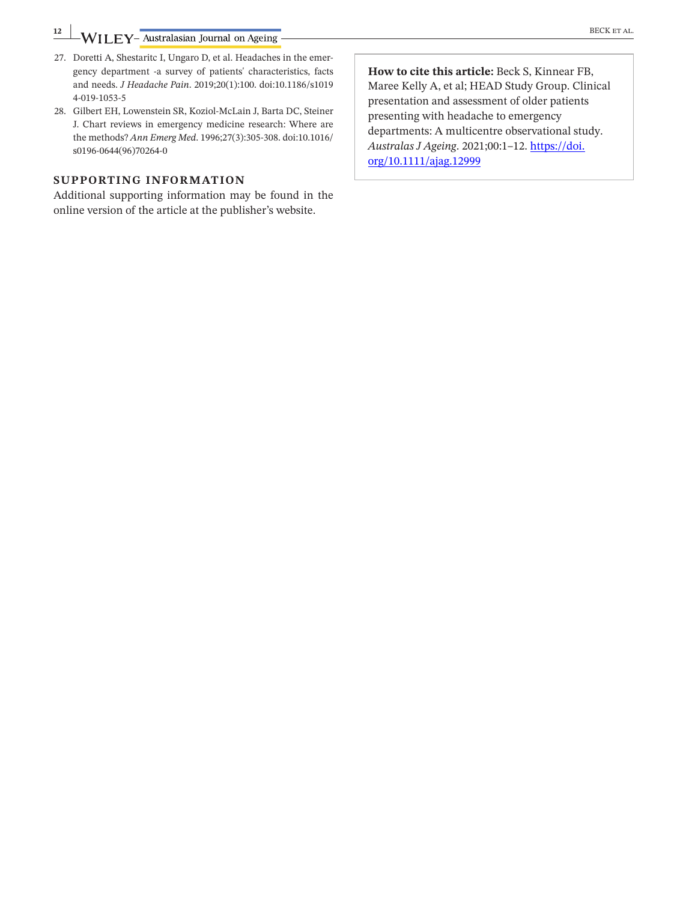27. Doretti A, Shestaritc I, Ungaro D, et al. Headaches in the emergency department -a survey of patients' characteristics, facts and needs. *J Headache Pain*. 2019;20(1):100. doi:10.1186/s10194-019-1053-5
28. Gilbert EH, Lowenstein SR, Koziol-McLain J, Barta DC, Steiner J. Chart reviews in emergency medicine research: Where are the methods? *Ann Emerg Med*. 1996;27(3):305-308. doi:10.1016/s0196-0644(96)70264-0

## SUPPORTING INFORMATION

Additional supporting information may be found in the online version of the article at the publisher's website.

**How to cite this article:** Beck S, Kinnear FB, Maree Kelly A, et al; HEAD Study Group. Clinical presentation and assessment of older patients presenting with headache to emergency departments: A multicentre observational study. *Australas J Ageing*. 2021;00:1–12. https://doi.org/10.1111/ajag.12999